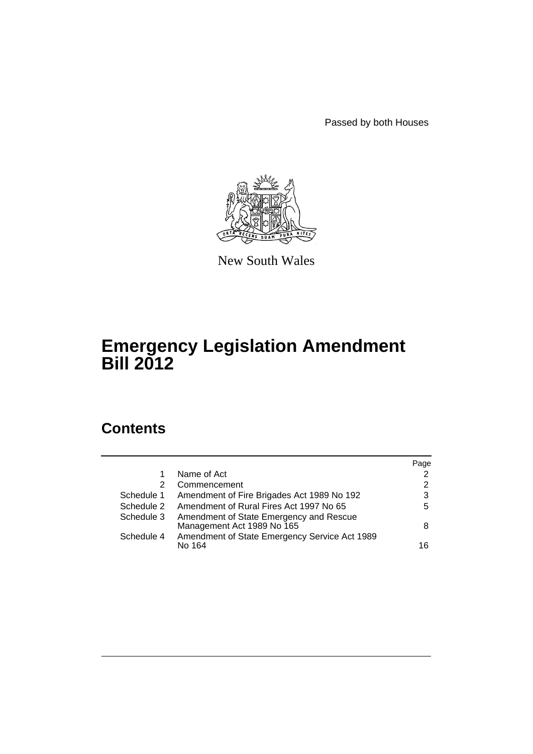Passed by both Houses

New South Wales

# Emergency Legislation Amendment Bill 2012

## Contents

| | | Page |
|---|---|---|
| 1 | Name of Act | 2 |
| 2 | Commencement | 2 |
| Schedule 1 | Amendment of Fire Brigades Act 1989 No 192 | 3 |
| Schedule 2 | Amendment of Rural Fires Act 1997 No 65 | 5 |
| Schedule 3 | Amendment of State Emergency and Rescue Management Act 1989 No 165 | 8 |
| Schedule 4 | Amendment of State Emergency Service Act 1989 No 164 | 16 |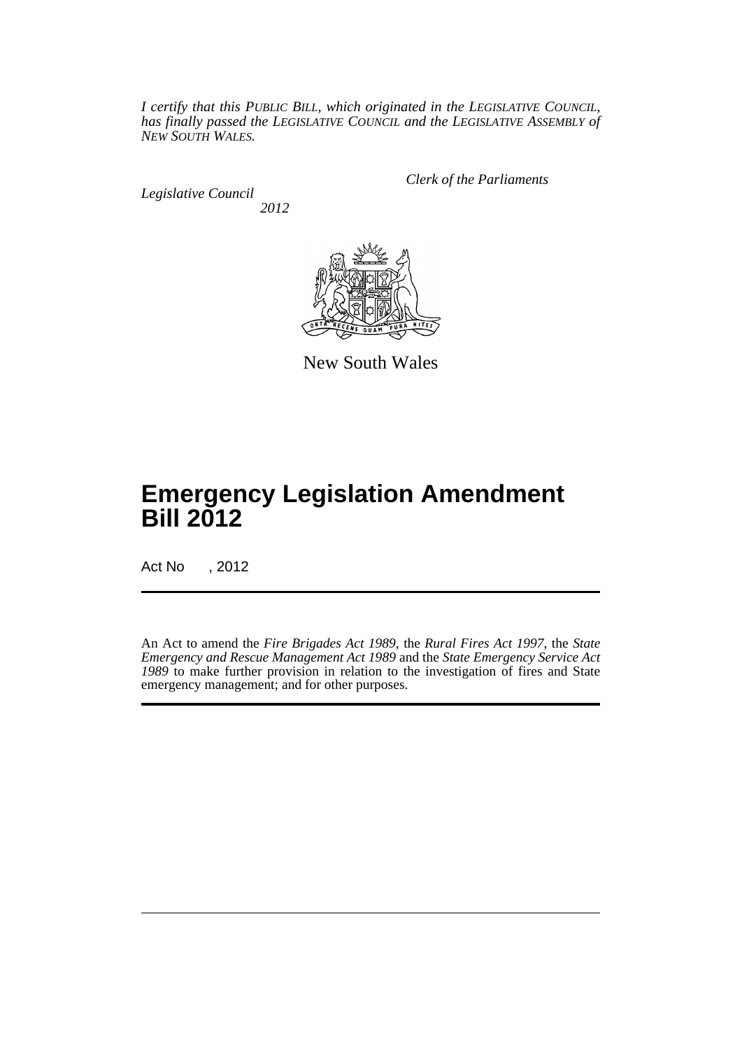*I certify that this PUBLIC BILL, which originated in the LEGISLATIVE COUNCIL, has finally passed the LEGISLATIVE COUNCIL and the LEGISLATIVE ASSEMBLY of NEW SOUTH WALES.*

*Clerk of the Parliaments*

*Legislative Council*

*2012*

New South Wales

# Emergency Legislation Amendment Bill 2012

Act No , 2012

An Act to amend the *Fire Brigades Act 1989*, the *Rural Fires Act 1997*, the *State Emergency and Rescue Management Act 1989* and the *State Emergency Service Act 1989* to make further provision in relation to the investigation of fires and State emergency management; and for other purposes.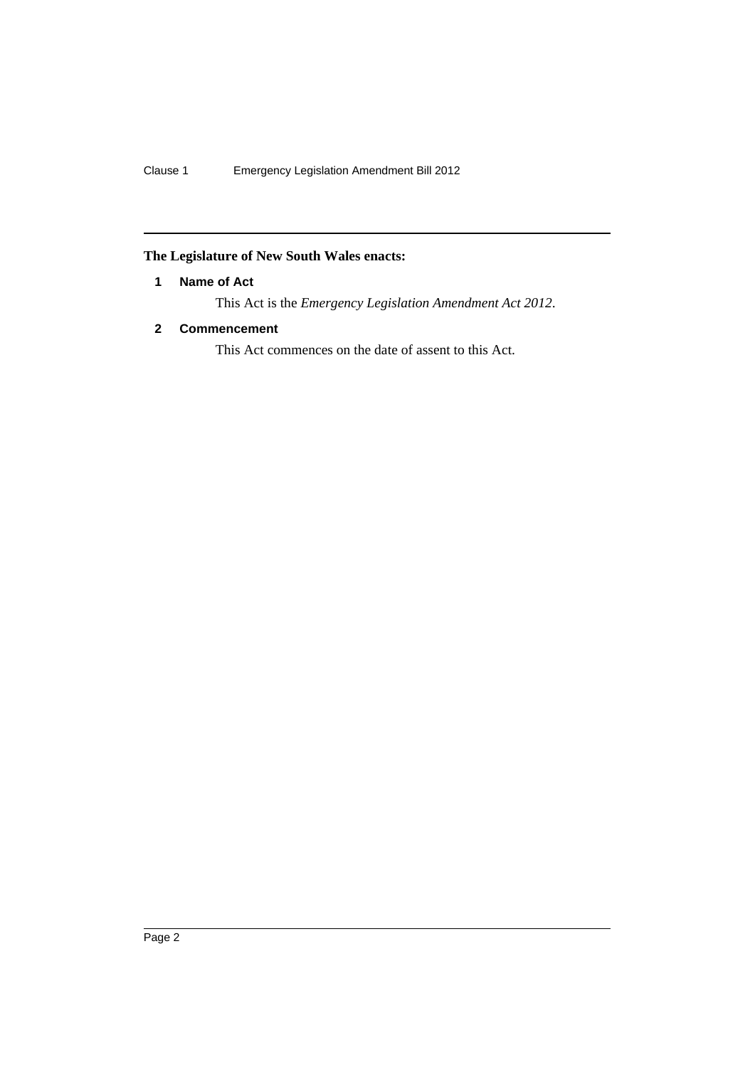**The Legislature of New South Wales enacts:**

## 1 Name of Act

This Act is the *Emergency Legislation Amendment Act 2012*.

## 2 Commencement

This Act commences on the date of assent to this Act.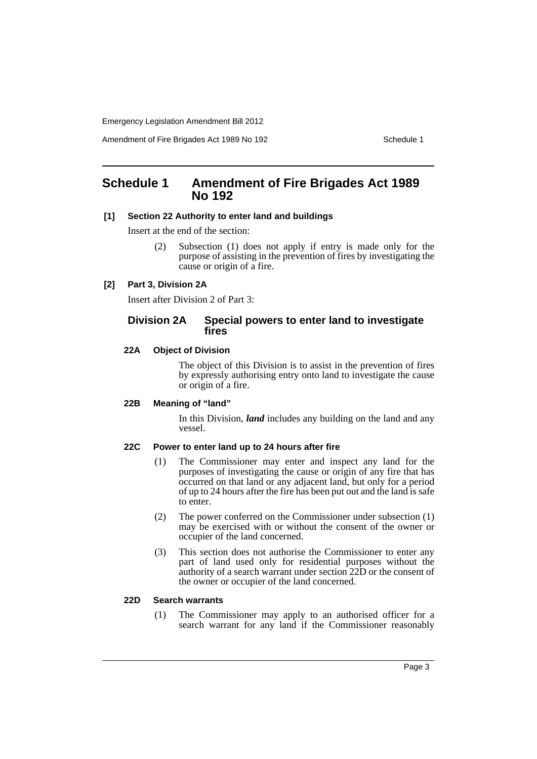# Schedule 1 Amendment of Fire Brigades Act 1989 No 192

**[1] Section 22 Authority to enter land and buildings**

Insert at the end of the section:

(2) Subsection (1) does not apply if entry is made only for the purpose of assisting in the prevention of fires by investigating the cause or origin of a fire.

**[2] Part 3, Division 2A**

Insert after Division 2 of Part 3:

## Division 2A Special powers to enter land to investigate fires

### 22A Object of Division

The object of this Division is to assist in the prevention of fires by expressly authorising entry onto land to investigate the cause or origin of a fire.

### 22B Meaning of "land"

In this Division, ***land*** includes any building on the land and any vessel.

### 22C Power to enter land up to 24 hours after fire

(1) The Commissioner may enter and inspect any land for the purposes of investigating the cause or origin of any fire that has occurred on that land or any adjacent land, but only for a period of up to 24 hours after the fire has been put out and the land is safe to enter.

(2) The power conferred on the Commissioner under subsection (1) may be exercised with or without the consent of the owner or occupier of the land concerned.

(3) This section does not authorise the Commissioner to enter any part of land used only for residential purposes without the authority of a search warrant under section 22D or the consent of the owner or occupier of the land concerned.

### 22D Search warrants

(1) The Commissioner may apply to an authorised officer for a search warrant for any land if the Commissioner reasonably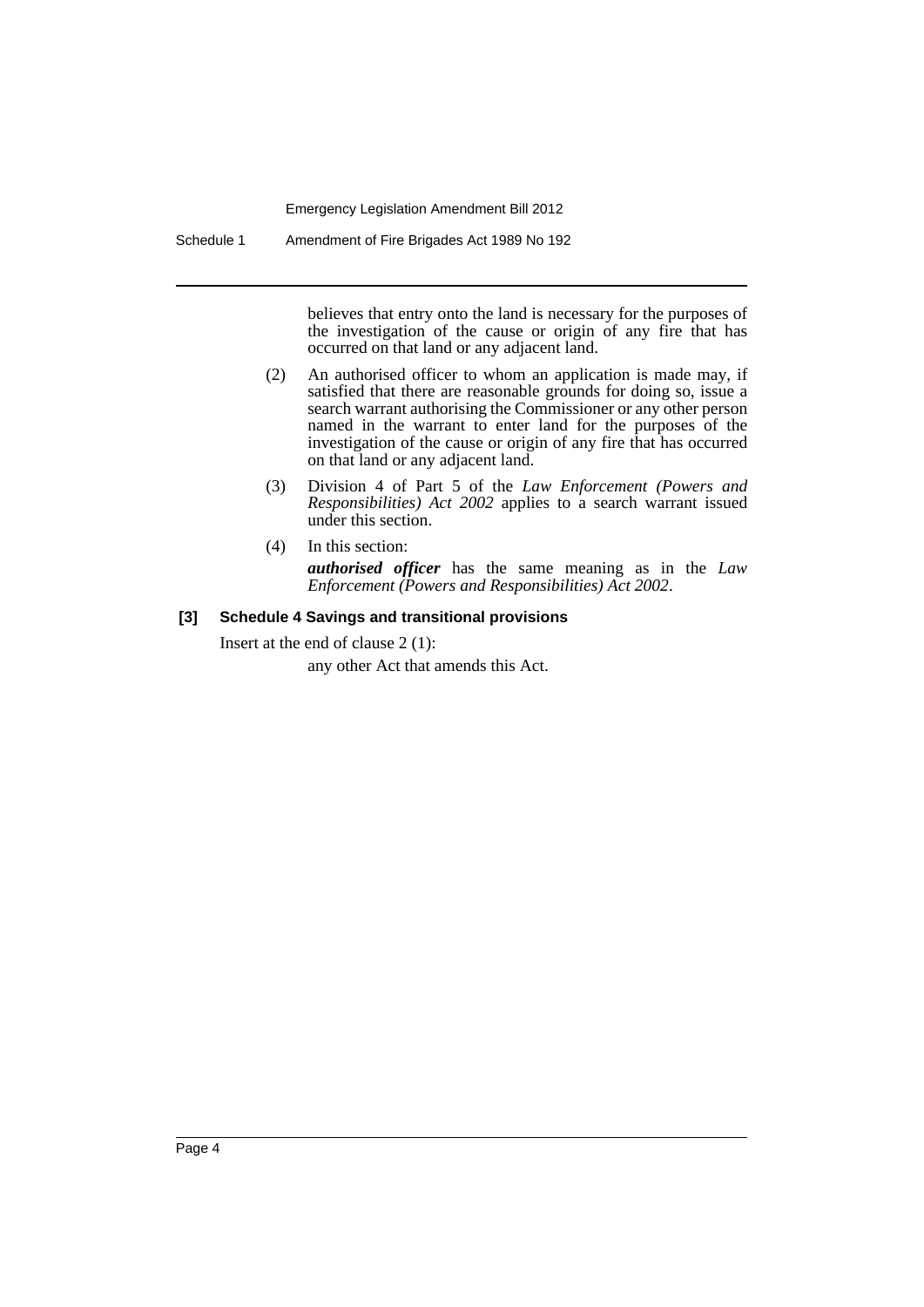believes that entry onto the land is necessary for the purposes of the investigation of the cause or origin of any fire that has occurred on that land or any adjacent land.

(2) An authorised officer to whom an application is made may, if satisfied that there are reasonable grounds for doing so, issue a search warrant authorising the Commissioner or any other person named in the warrant to enter land for the purposes of the investigation of the cause or origin of any fire that has occurred on that land or any adjacent land.

(3) Division 4 of Part 5 of the *Law Enforcement (Powers and Responsibilities) Act 2002* applies to a search warrant issued under this section.

(4) In this section:

***authorised officer*** has the same meaning as in the *Law Enforcement (Powers and Responsibilities) Act 2002*.

### [3] Schedule 4 Savings and transitional provisions

Insert at the end of clause 2 (1):

any other Act that amends this Act.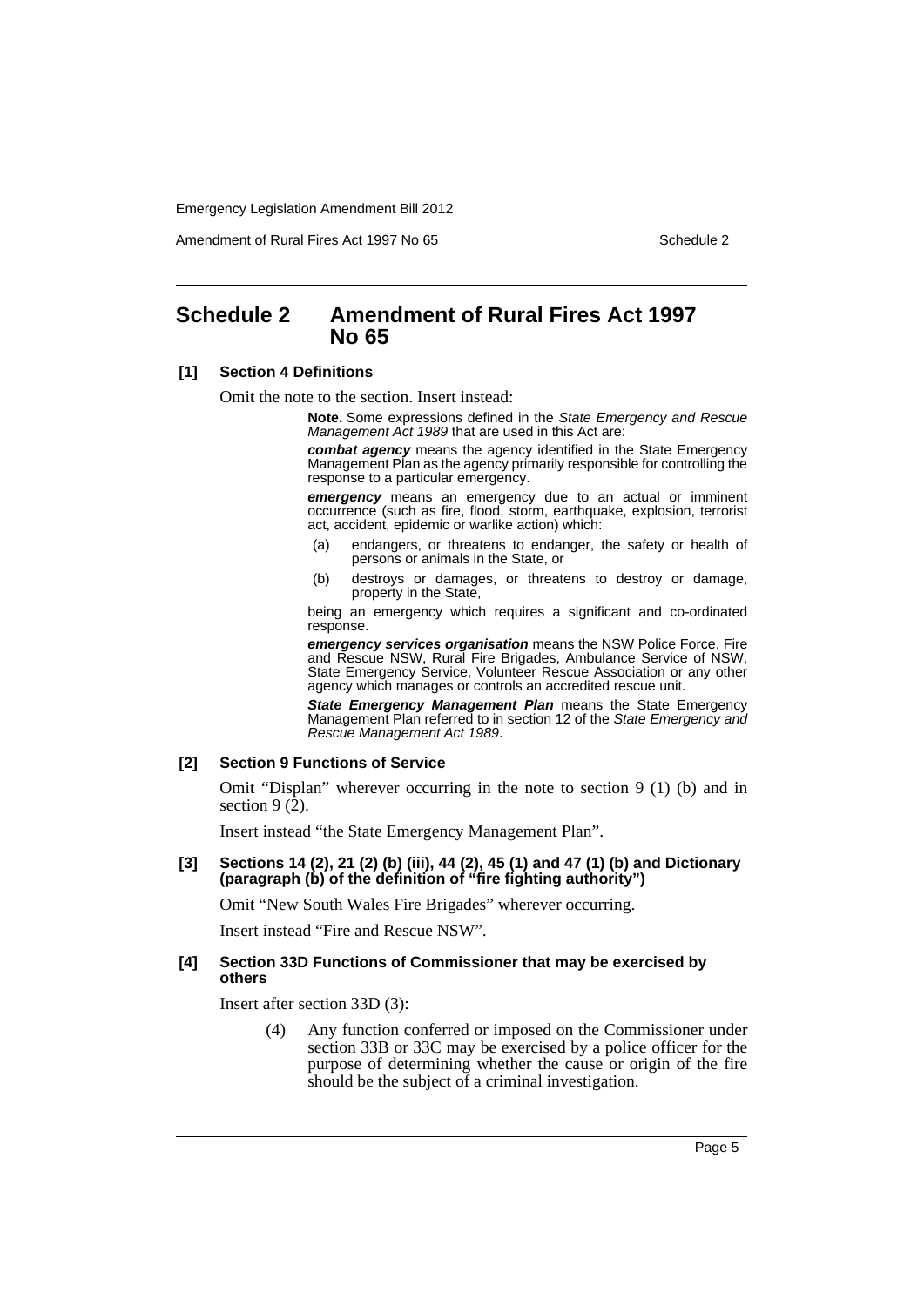# Schedule 2 Amendment of Rural Fires Act 1997 No 65

**[1] Section 4 Definitions**

Omit the note to the section. Insert instead:

> **Note.** Some expressions defined in the *State Emergency and Rescue Management Act 1989* that are used in this Act are:
>
> ***combat agency*** means the agency identified in the State Emergency Management Plan as the agency primarily responsible for controlling the response to a particular emergency.
>
> ***emergency*** means an emergency due to an actual or imminent occurrence (such as fire, flood, storm, earthquake, explosion, terrorist act, accident, epidemic or warlike action) which:
>
> (a) endangers, or threatens to endanger, the safety or health of persons or animals in the State, or
>
> (b) destroys or damages, or threatens to destroy or damage, property in the State,
>
> being an emergency which requires a significant and co-ordinated response.
>
> ***emergency services organisation*** means the NSW Police Force, Fire and Rescue NSW, Rural Fire Brigades, Ambulance Service of NSW, State Emergency Service, Volunteer Rescue Association or any other agency which manages or controls an accredited rescue unit.
>
> ***State Emergency Management Plan*** means the State Emergency Management Plan referred to in section 12 of the *State Emergency and Rescue Management Act 1989*.

**[2] Section 9 Functions of Service**

Omit "Displan" wherever occurring in the note to section 9 (1) (b) and in section 9 (2).

Insert instead "the State Emergency Management Plan".

**[3] Sections 14 (2), 21 (2) (b) (iii), 44 (2), 45 (1) and 47 (1) (b) and Dictionary (paragraph (b) of the definition of "fire fighting authority")**

Omit "New South Wales Fire Brigades" wherever occurring.

Insert instead "Fire and Rescue NSW".

**[4] Section 33D Functions of Commissioner that may be exercised by others**

Insert after section 33D (3):

> (4) Any function conferred or imposed on the Commissioner under section 33B or 33C may be exercised by a police officer for the purpose of determining whether the cause or origin of the fire should be the subject of a criminal investigation.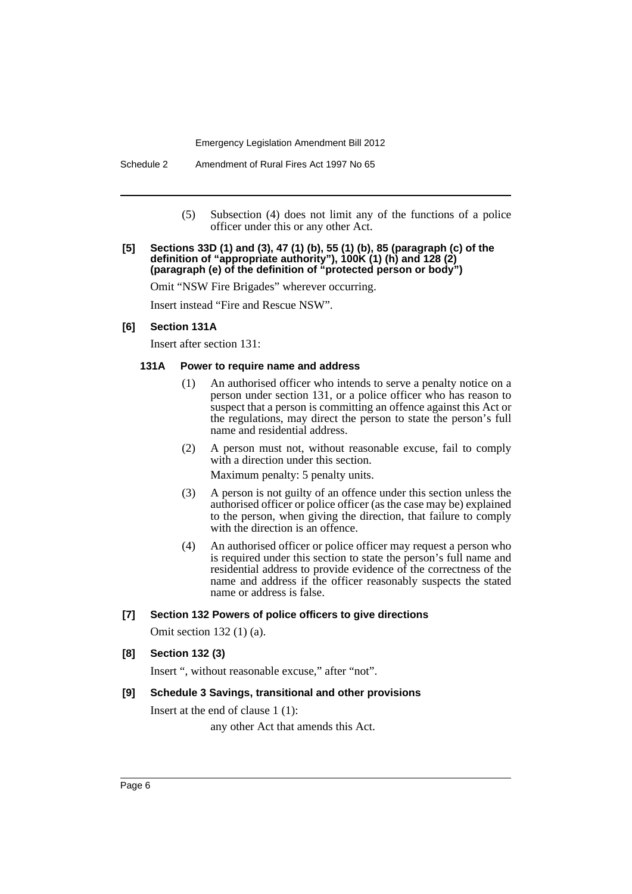(5) Subsection (4) does not limit any of the functions of a police officer under this or any other Act.

**[5] Sections 33D (1) and (3), 47 (1) (b), 55 (1) (b), 85 (paragraph (c) of the definition of "appropriate authority"), 100K (1) (h) and 128 (2) (paragraph (e) of the definition of "protected person or body")**

Omit "NSW Fire Brigades" wherever occurring.

Insert instead "Fire and Rescue NSW".

**[6] Section 131A**

Insert after section 131:

**131A Power to require name and address**

(1) An authorised officer who intends to serve a penalty notice on a person under section 131, or a police officer who has reason to suspect that a person is committing an offence against this Act or the regulations, may direct the person to state the person's full name and residential address.

(2) A person must not, without reasonable excuse, fail to comply with a direction under this section.

Maximum penalty: 5 penalty units.

(3) A person is not guilty of an offence under this section unless the authorised officer or police officer (as the case may be) explained to the person, when giving the direction, that failure to comply with the direction is an offence.

(4) An authorised officer or police officer may request a person who is required under this section to state the person's full name and residential address to provide evidence of the correctness of the name and address if the officer reasonably suspects the stated name or address is false.

**[7] Section 132 Powers of police officers to give directions**

Omit section 132 (1) (a).

**[8] Section 132 (3)**

Insert ", without reasonable excuse," after "not".

**[9] Schedule 3 Savings, transitional and other provisions**

Insert at the end of clause 1 (1):

any other Act that amends this Act.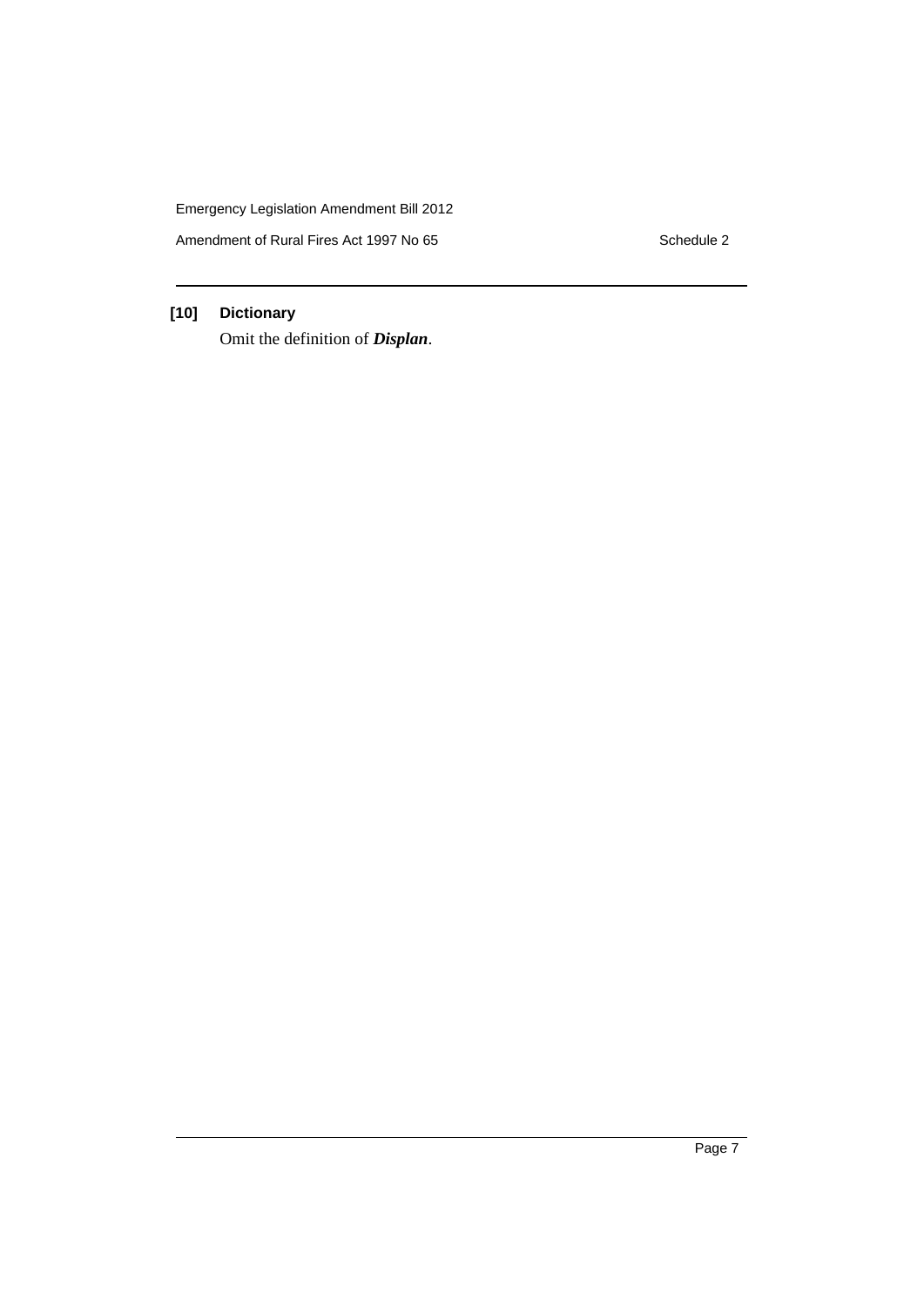**[10] Dictionary**

Omit the definition of ***Displan***.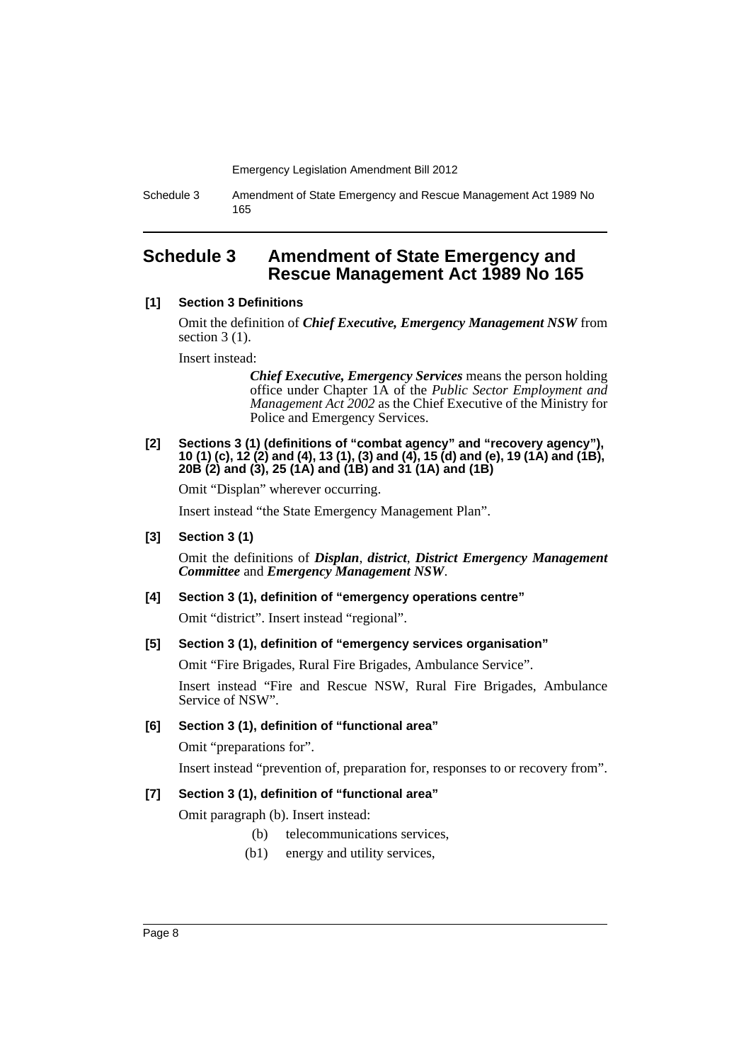# Schedule 3 Amendment of State Emergency and Rescue Management Act 1989 No 165

**[1] Section 3 Definitions**

Omit the definition of ***Chief Executive, Emergency Management NSW*** from section 3 (1).

Insert instead:

> ***Chief Executive, Emergency Services*** means the person holding office under Chapter 1A of the *Public Sector Employment and Management Act 2002* as the Chief Executive of the Ministry for Police and Emergency Services.

**[2] Sections 3 (1) (definitions of "combat agency" and "recovery agency"), 10 (1) (c), 12 (2) and (4), 13 (1), (3) and (4), 15 (d) and (e), 19 (1A) and (1B), 20B (2) and (3), 25 (1A) and (1B) and 31 (1A) and (1B)**

Omit "Displan" wherever occurring.

Insert instead "the State Emergency Management Plan".

**[3] Section 3 (1)**

Omit the definitions of ***Displan***, ***district***, ***District Emergency Management Committee*** and ***Emergency Management NSW***.

**[4] Section 3 (1), definition of "emergency operations centre"**

Omit "district". Insert instead "regional".

**[5] Section 3 (1), definition of "emergency services organisation"**

Omit "Fire Brigades, Rural Fire Brigades, Ambulance Service".

Insert instead "Fire and Rescue NSW, Rural Fire Brigades, Ambulance Service of NSW".

**[6] Section 3 (1), definition of "functional area"**

Omit "preparations for".

Insert instead "prevention of, preparation for, responses to or recovery from".

**[7] Section 3 (1), definition of "functional area"**

Omit paragraph (b). Insert instead:

> (b) telecommunications services,
>
> (b1) energy and utility services,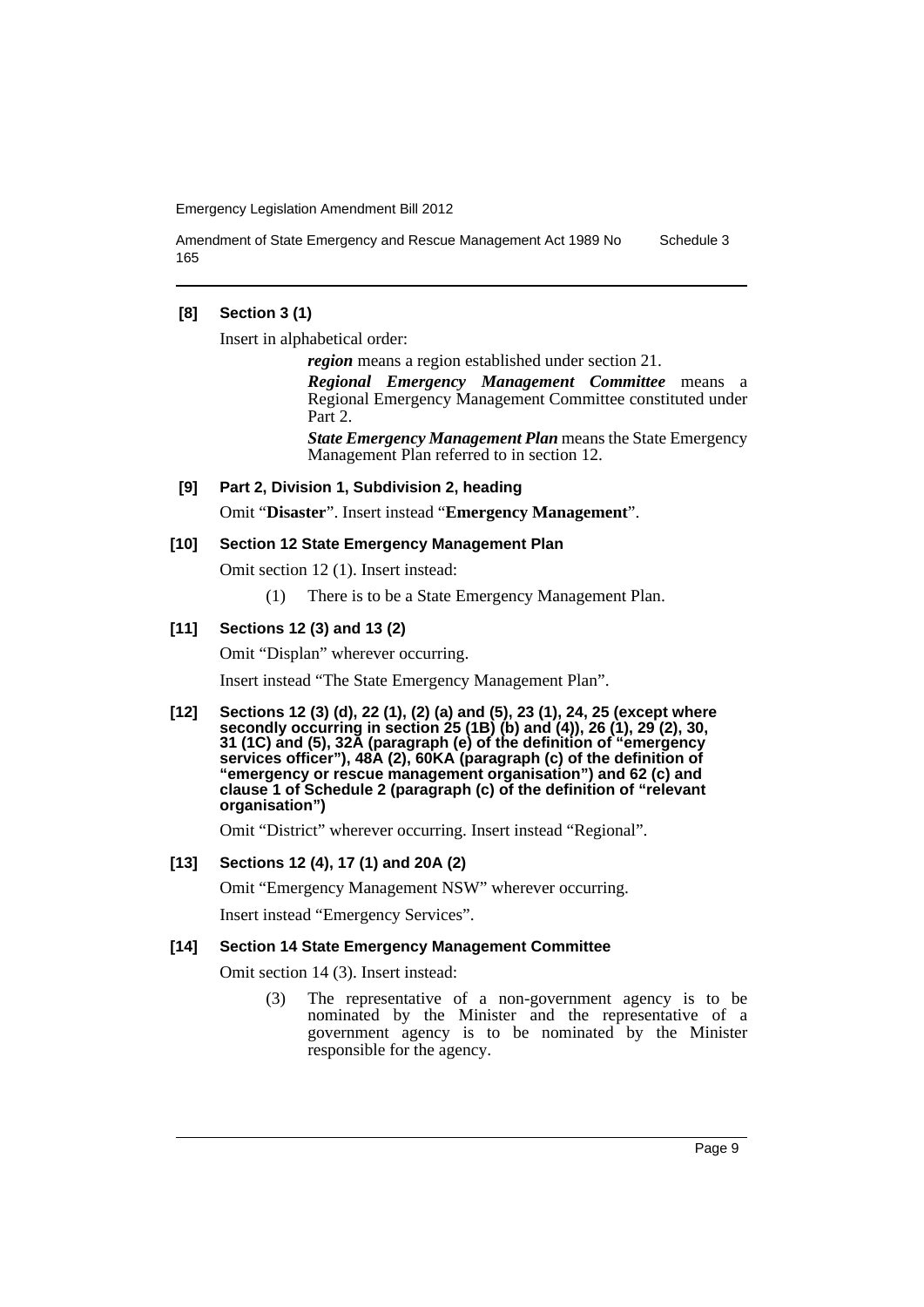**[8] Section 3 (1)**

Insert in alphabetical order:

> ***region*** means a region established under section 21.
>
> ***Regional Emergency Management Committee*** means a Regional Emergency Management Committee constituted under Part 2.
>
> ***State Emergency Management Plan*** means the State Emergency Management Plan referred to in section 12.

**[9] Part 2, Division 1, Subdivision 2, heading**

Omit "**Disaster**". Insert instead "**Emergency Management**".

**[10] Section 12 State Emergency Management Plan**

Omit section 12 (1). Insert instead:

> (1) There is to be a State Emergency Management Plan.

**[11] Sections 12 (3) and 13 (2)**

Omit "Displan" wherever occurring.

Insert instead "The State Emergency Management Plan".

**[12] Sections 12 (3) (d), 22 (1), (2) (a) and (5), 23 (1), 24, 25 (except where secondly occurring in section 25 (1B) (b) and (4)), 26 (1), 29 (2), 30, 31 (1C) and (5), 32A (paragraph (e) of the definition of "emergency services officer"), 48A (2), 60KA (paragraph (c) of the definition of "emergency or rescue management organisation") and 62 (c) and clause 1 of Schedule 2 (paragraph (c) of the definition of "relevant organisation")**

Omit "District" wherever occurring. Insert instead "Regional".

**[13] Sections 12 (4), 17 (1) and 20A (2)**

Omit "Emergency Management NSW" wherever occurring.

Insert instead "Emergency Services".

**[14] Section 14 State Emergency Management Committee**

Omit section 14 (3). Insert instead:

> (3) The representative of a non-government agency is to be nominated by the Minister and the representative of a government agency is to be nominated by the Minister responsible for the agency.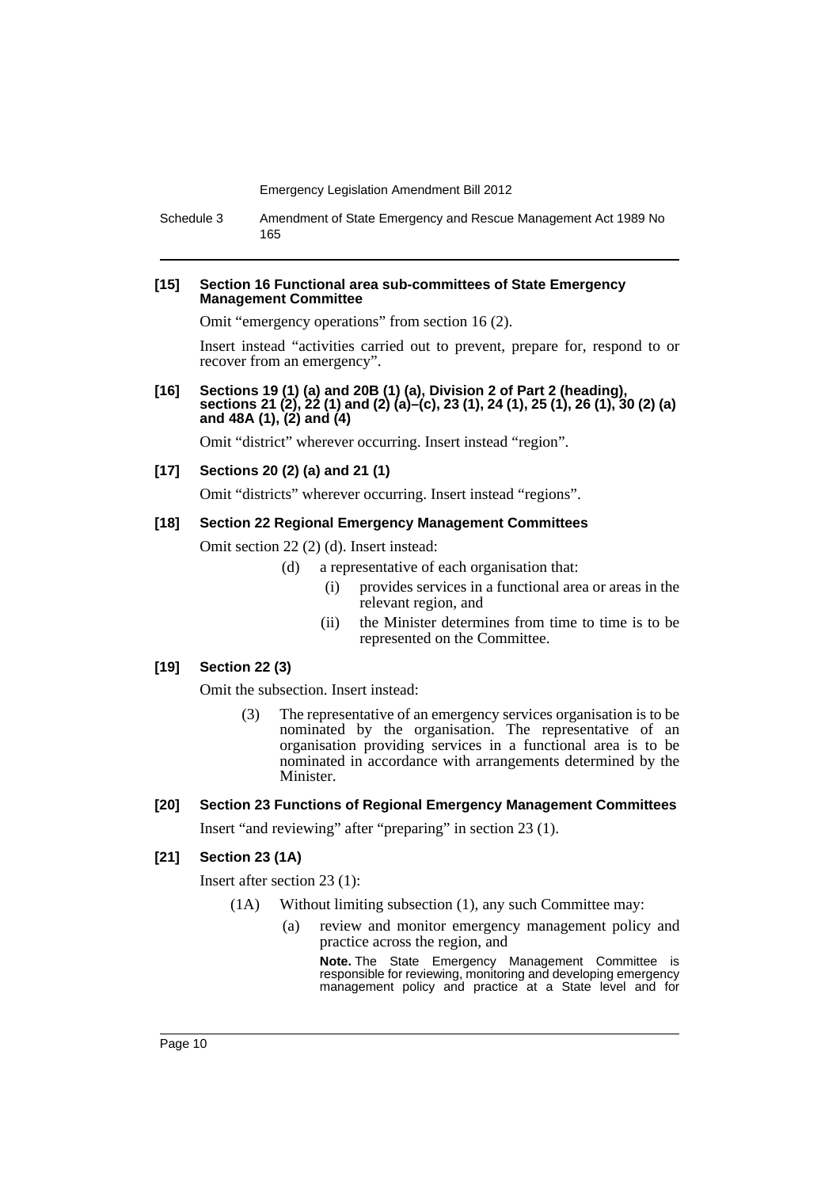**[15] Section 16 Functional area sub-committees of State Emergency Management Committee**

Omit "emergency operations" from section 16 (2).

Insert instead "activities carried out to prevent, prepare for, respond to or recover from an emergency".

**[16] Sections 19 (1) (a) and 20B (1) (a), Division 2 of Part 2 (heading), sections 21 (2), 22 (1) and (2) (a)–(c), 23 (1), 24 (1), 25 (1), 26 (1), 30 (2) (a) and 48A (1), (2) and (4)**

Omit "district" wherever occurring. Insert instead "region".

**[17] Sections 20 (2) (a) and 21 (1)**

Omit "districts" wherever occurring. Insert instead "regions".

**[18] Section 22 Regional Emergency Management Committees**

Omit section 22 (2) (d). Insert instead:

> (d) a representative of each organisation that:
>
> (i) provides services in a functional area or areas in the relevant region, and
>
> (ii) the Minister determines from time to time is to be represented on the Committee.

**[19] Section 22 (3)**

Omit the subsection. Insert instead:

> (3) The representative of an emergency services organisation is to be nominated by the organisation. The representative of an organisation providing services in a functional area is to be nominated in accordance with arrangements determined by the Minister.

**[20] Section 23 Functions of Regional Emergency Management Committees**

Insert "and reviewing" after "preparing" in section 23 (1).

**[21] Section 23 (1A)**

Insert after section 23 (1):

> (1A) Without limiting subsection (1), any such Committee may:
>
> (a) review and monitor emergency management policy and practice across the region, and
>
> **Note.** The State Emergency Management Committee is responsible for reviewing, monitoring and developing emergency management policy and practice at a State level and for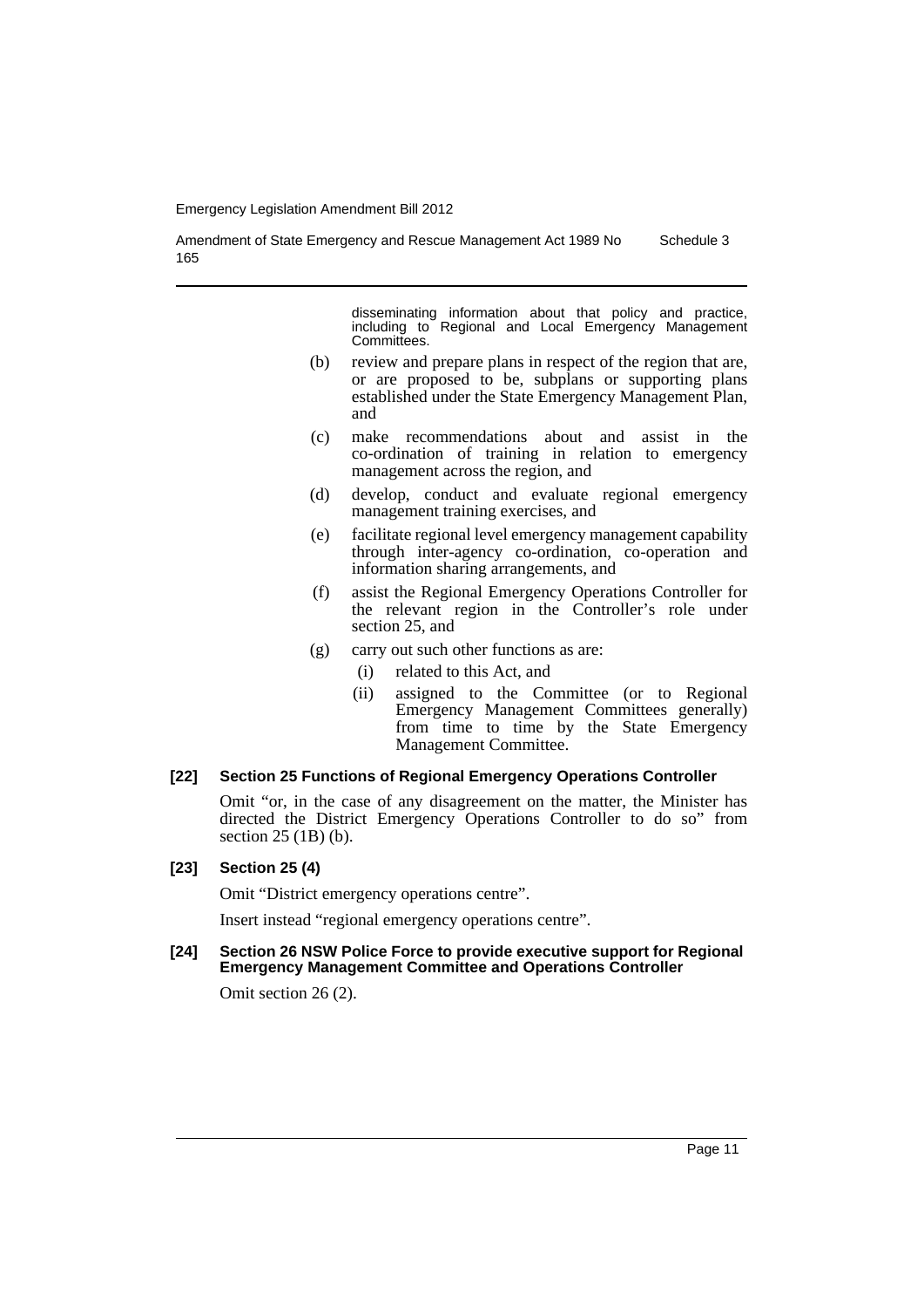disseminating information about that policy and practice, including to Regional and Local Emergency Management Committees.

(b) review and prepare plans in respect of the region that are, or are proposed to be, subplans or supporting plans established under the State Emergency Management Plan, and

(c) make recommendations about and assist in the co-ordination of training in relation to emergency management across the region, and

(d) develop, conduct and evaluate regional emergency management training exercises, and

(e) facilitate regional level emergency management capability through inter-agency co-ordination, co-operation and information sharing arrangements, and

(f) assist the Regional Emergency Operations Controller for the relevant region in the Controller's role under section 25, and

(g) carry out such other functions as are:

   (i) related to this Act, and

   (ii) assigned to the Committee (or to Regional Emergency Management Committees generally) from time to time by the State Emergency Management Committee.

**[22] Section 25 Functions of Regional Emergency Operations Controller**

Omit "or, in the case of any disagreement on the matter, the Minister has directed the District Emergency Operations Controller to do so" from section 25 (1B) (b).

**[23] Section 25 (4)**

Omit "District emergency operations centre".

Insert instead "regional emergency operations centre".

**[24] Section 26 NSW Police Force to provide executive support for Regional Emergency Management Committee and Operations Controller**

Omit section 26 (2).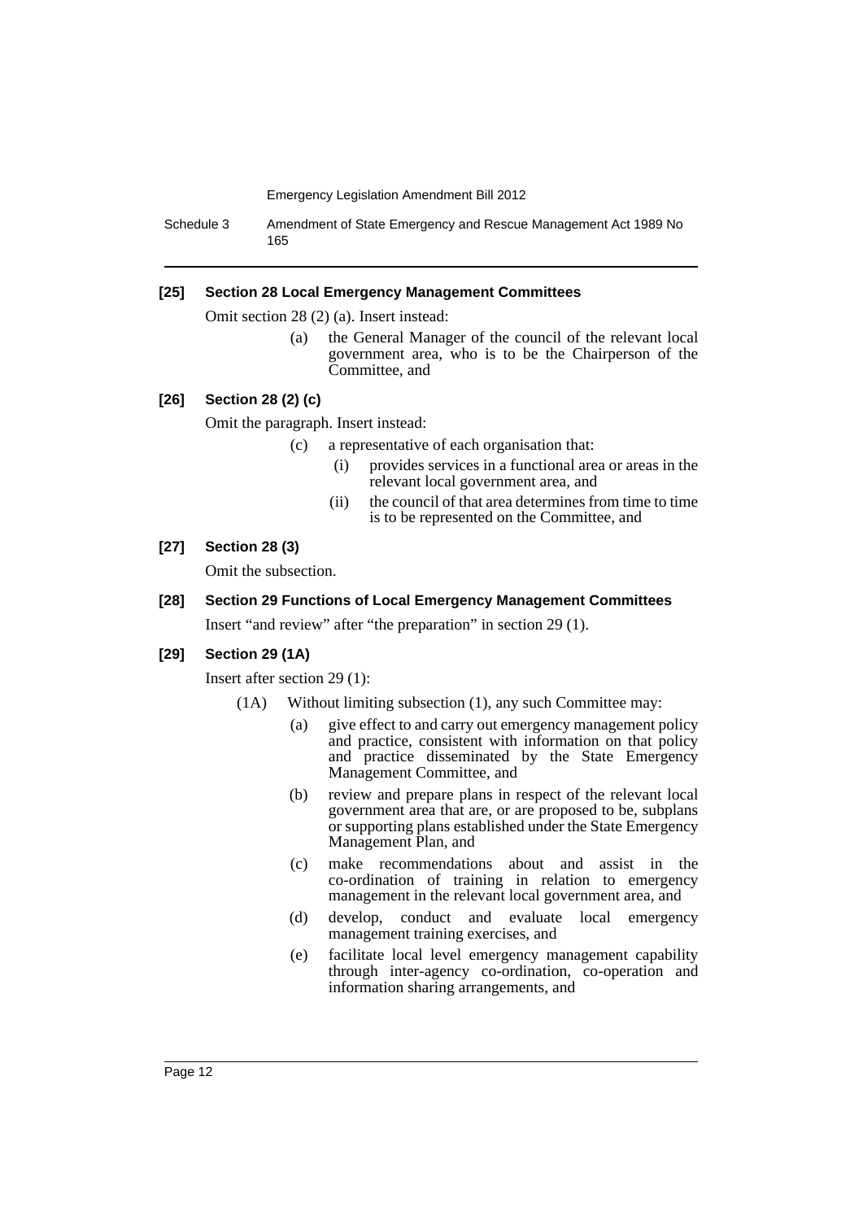**[25] Section 28 Local Emergency Management Committees**

Omit section 28 (2) (a). Insert instead:

> (a) the General Manager of the council of the relevant local government area, who is to be the Chairperson of the Committee, and

**[26] Section 28 (2) (c)**

Omit the paragraph. Insert instead:

> (c) a representative of each organisation that:
>
> > (i) provides services in a functional area or areas in the relevant local government area, and
> >
> > (ii) the council of that area determines from time to time is to be represented on the Committee, and

**[27] Section 28 (3)**

Omit the subsection.

**[28] Section 29 Functions of Local Emergency Management Committees**

Insert "and review" after "the preparation" in section 29 (1).

**[29] Section 29 (1A)**

Insert after section 29 (1):

> (1A) Without limiting subsection (1), any such Committee may:
>
> > (a) give effect to and carry out emergency management policy and practice, consistent with information on that policy and practice disseminated by the State Emergency Management Committee, and
> >
> > (b) review and prepare plans in respect of the relevant local government area that are, or are proposed to be, subplans or supporting plans established under the State Emergency Management Plan, and
> >
> > (c) make recommendations about and assist in the co-ordination of training in relation to emergency management in the relevant local government area, and
> >
> > (d) develop, conduct and evaluate local emergency management training exercises, and
> >
> > (e) facilitate local level emergency management capability through inter-agency co-ordination, co-operation and information sharing arrangements, and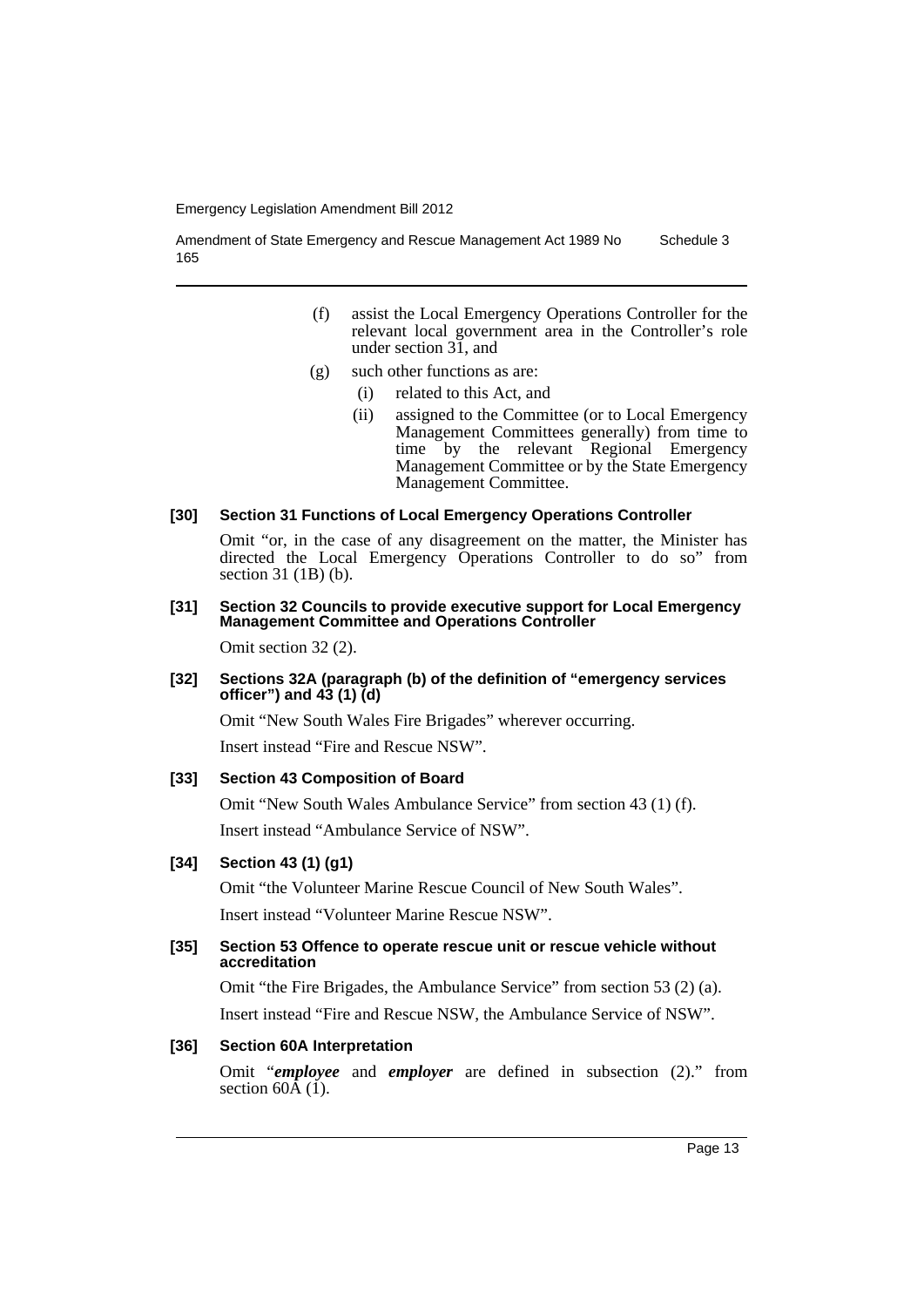(f) assist the Local Emergency Operations Controller for the relevant local government area in the Controller's role under section 31, and

(g) such other functions as are:

  (i) related to this Act, and

  (ii) assigned to the Committee (or to Local Emergency Management Committees generally) from time to time by the relevant Regional Emergency Management Committee or by the State Emergency Management Committee.

#### [30] Section 31 Functions of Local Emergency Operations Controller

Omit "or, in the case of any disagreement on the matter, the Minister has directed the Local Emergency Operations Controller to do so" from section 31 (1B) (b).

#### [31] Section 32 Councils to provide executive support for Local Emergency Management Committee and Operations Controller

Omit section 32 (2).

#### [32] Sections 32A (paragraph (b) of the definition of "emergency services officer") and 43 (1) (d)

Omit "New South Wales Fire Brigades" wherever occurring.

Insert instead "Fire and Rescue NSW".

#### [33] Section 43 Composition of Board

Omit "New South Wales Ambulance Service" from section 43 (1) (f).

Insert instead "Ambulance Service of NSW".

#### [34] Section 43 (1) (g1)

Omit "the Volunteer Marine Rescue Council of New South Wales".

Insert instead "Volunteer Marine Rescue NSW".

#### [35] Section 53 Offence to operate rescue unit or rescue vehicle without accreditation

Omit "the Fire Brigades, the Ambulance Service" from section 53 (2) (a).

Insert instead "Fire and Rescue NSW, the Ambulance Service of NSW".

#### [36] Section 60A Interpretation

Omit "***employee*** and ***employer*** are defined in subsection (2)." from section 60A (1).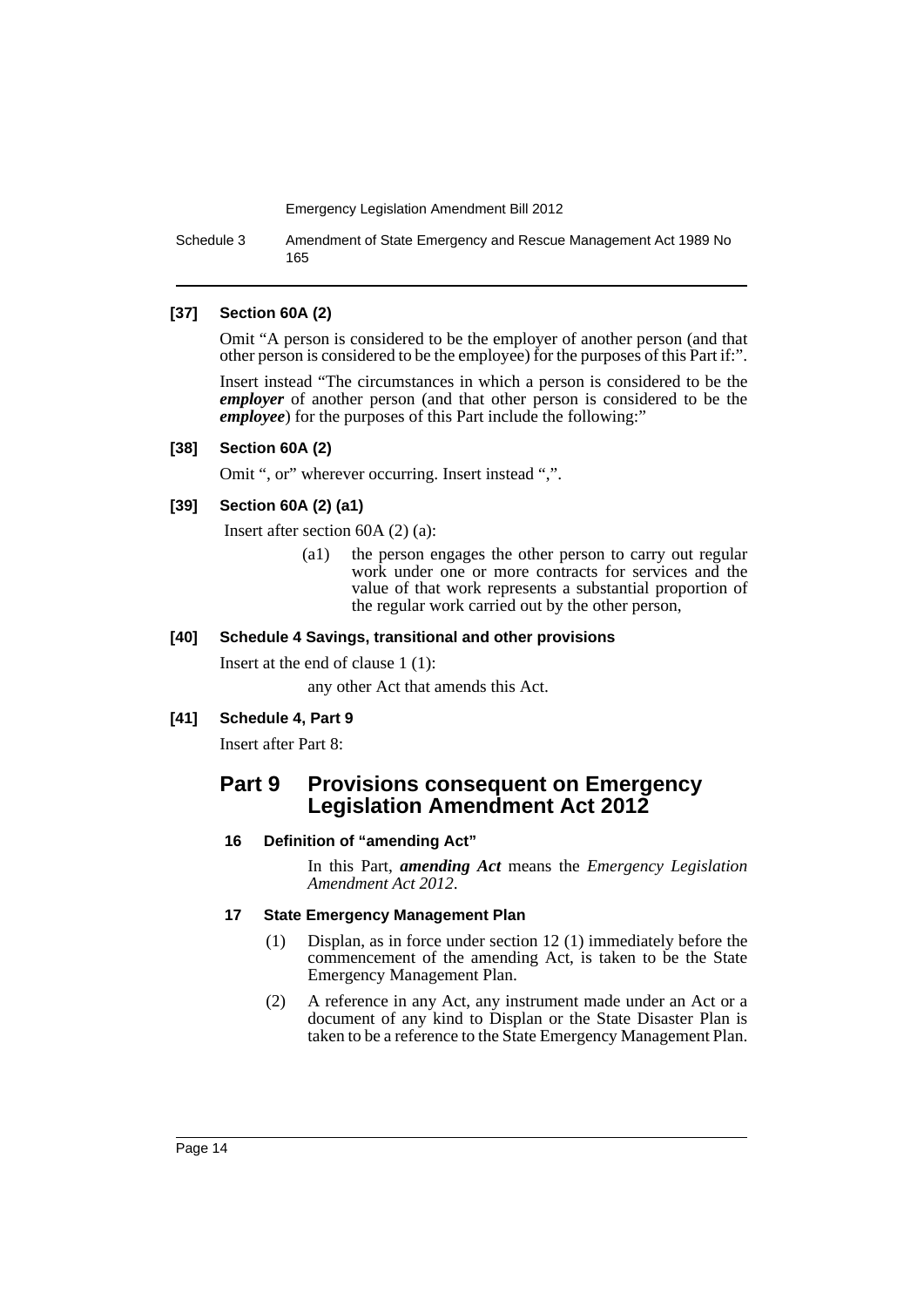**[37] Section 60A (2)**

Omit "A person is considered to be the employer of another person (and that other person is considered to be the employee) for the purposes of this Part if:".

Insert instead "The circumstances in which a person is considered to be the ***employer*** of another person (and that other person is considered to be the ***employee***) for the purposes of this Part include the following:"

**[38] Section 60A (2)**

Omit ", or" wherever occurring. Insert instead ",".

**[39] Section 60A (2) (a1)**

Insert after section 60A (2) (a):

> (a1) the person engages the other person to carry out regular work under one or more contracts for services and the value of that work represents a substantial proportion of the regular work carried out by the other person,

**[40] Schedule 4 Savings, transitional and other provisions**

Insert at the end of clause 1 (1):

> any other Act that amends this Act.

**[41] Schedule 4, Part 9**

Insert after Part 8:

## Part 9 Provisions consequent on Emergency Legislation Amendment Act 2012

### 16 Definition of "amending Act"

In this Part, ***amending Act*** means the *Emergency Legislation Amendment Act 2012*.

### 17 State Emergency Management Plan

(1) Displan, as in force under section 12 (1) immediately before the commencement of the amending Act, is taken to be the State Emergency Management Plan.

(2) A reference in any Act, any instrument made under an Act or a document of any kind to Displan or the State Disaster Plan is taken to be a reference to the State Emergency Management Plan.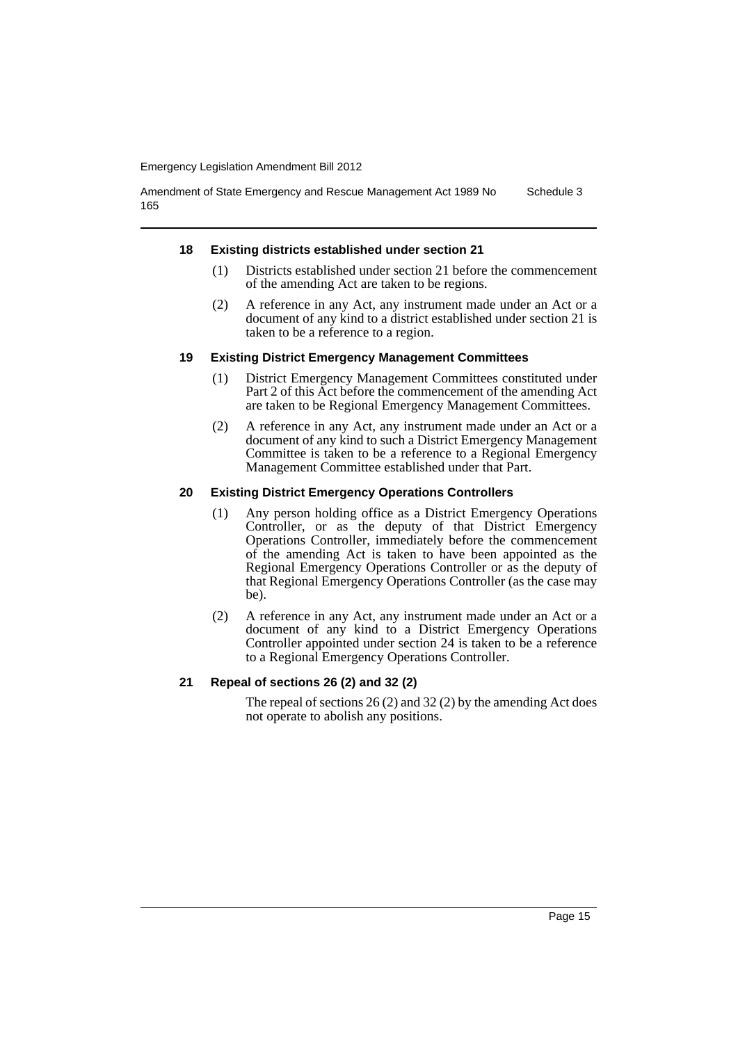## 18 Existing districts established under section 21

(1) Districts established under section 21 before the commencement of the amending Act are taken to be regions.

(2) A reference in any Act, any instrument made under an Act or a document of any kind to a district established under section 21 is taken to be a reference to a region.

## 19 Existing District Emergency Management Committees

(1) District Emergency Management Committees constituted under Part 2 of this Act before the commencement of the amending Act are taken to be Regional Emergency Management Committees.

(2) A reference in any Act, any instrument made under an Act or a document of any kind to such a District Emergency Management Committee is taken to be a reference to a Regional Emergency Management Committee established under that Part.

## 20 Existing District Emergency Operations Controllers

(1) Any person holding office as a District Emergency Operations Controller, or as the deputy of that District Emergency Operations Controller, immediately before the commencement of the amending Act is taken to have been appointed as the Regional Emergency Operations Controller or as the deputy of that Regional Emergency Operations Controller (as the case may be).

(2) A reference in any Act, any instrument made under an Act or a document of any kind to a District Emergency Operations Controller appointed under section 24 is taken to be a reference to a Regional Emergency Operations Controller.

## 21 Repeal of sections 26 (2) and 32 (2)

The repeal of sections 26 (2) and 32 (2) by the amending Act does not operate to abolish any positions.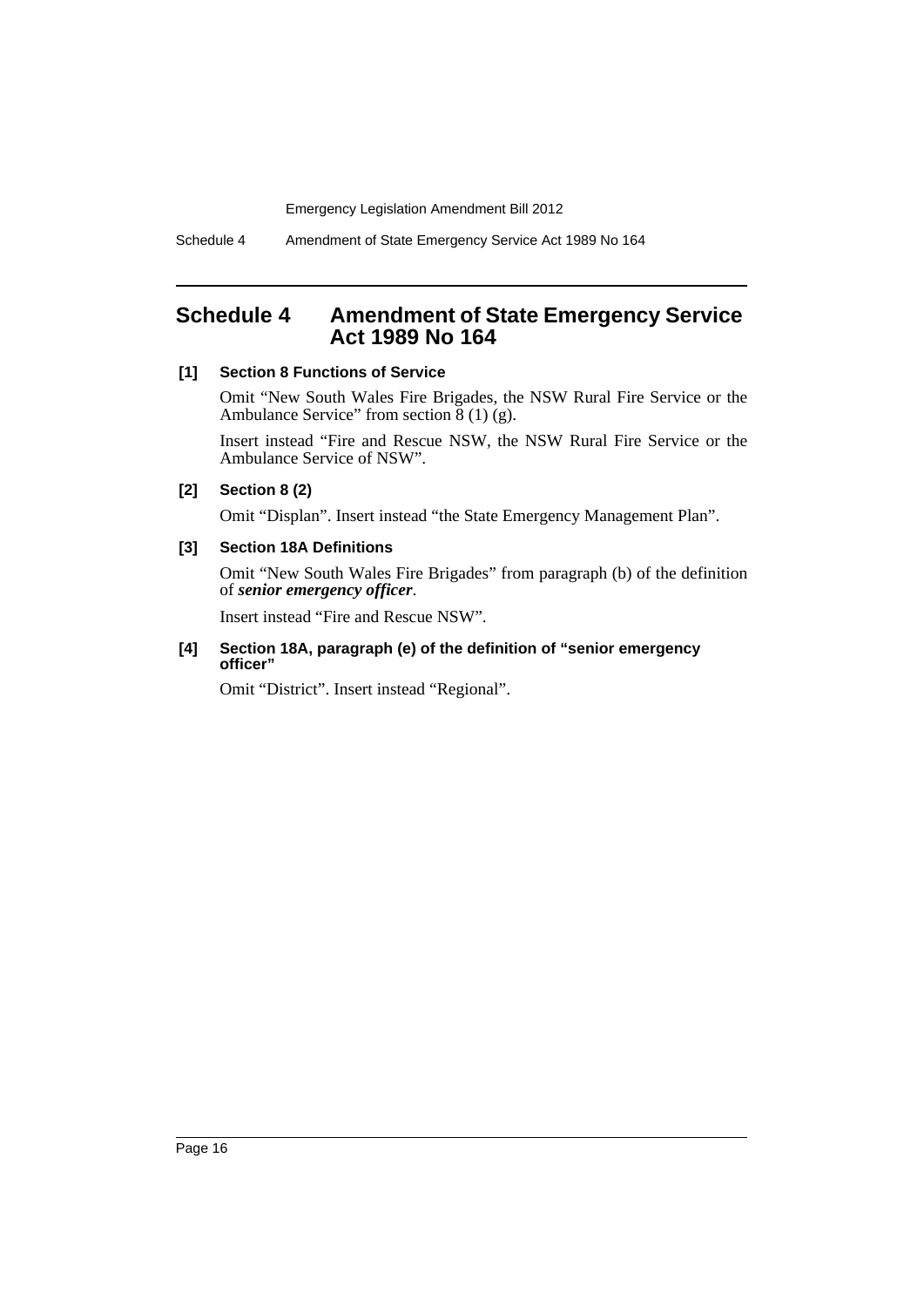# Schedule 4 Amendment of State Emergency Service Act 1989 No 164

### [1] Section 8 Functions of Service

Omit "New South Wales Fire Brigades, the NSW Rural Fire Service or the Ambulance Service" from section 8 (1) (g).

Insert instead "Fire and Rescue NSW, the NSW Rural Fire Service or the Ambulance Service of NSW".

### [2] Section 8 (2)

Omit "Displan". Insert instead "the State Emergency Management Plan".

### [3] Section 18A Definitions

Omit "New South Wales Fire Brigades" from paragraph (b) of the definition of ***senior emergency officer***.

Insert instead "Fire and Rescue NSW".

### [4] Section 18A, paragraph (e) of the definition of "senior emergency officer"

Omit "District". Insert instead "Regional".